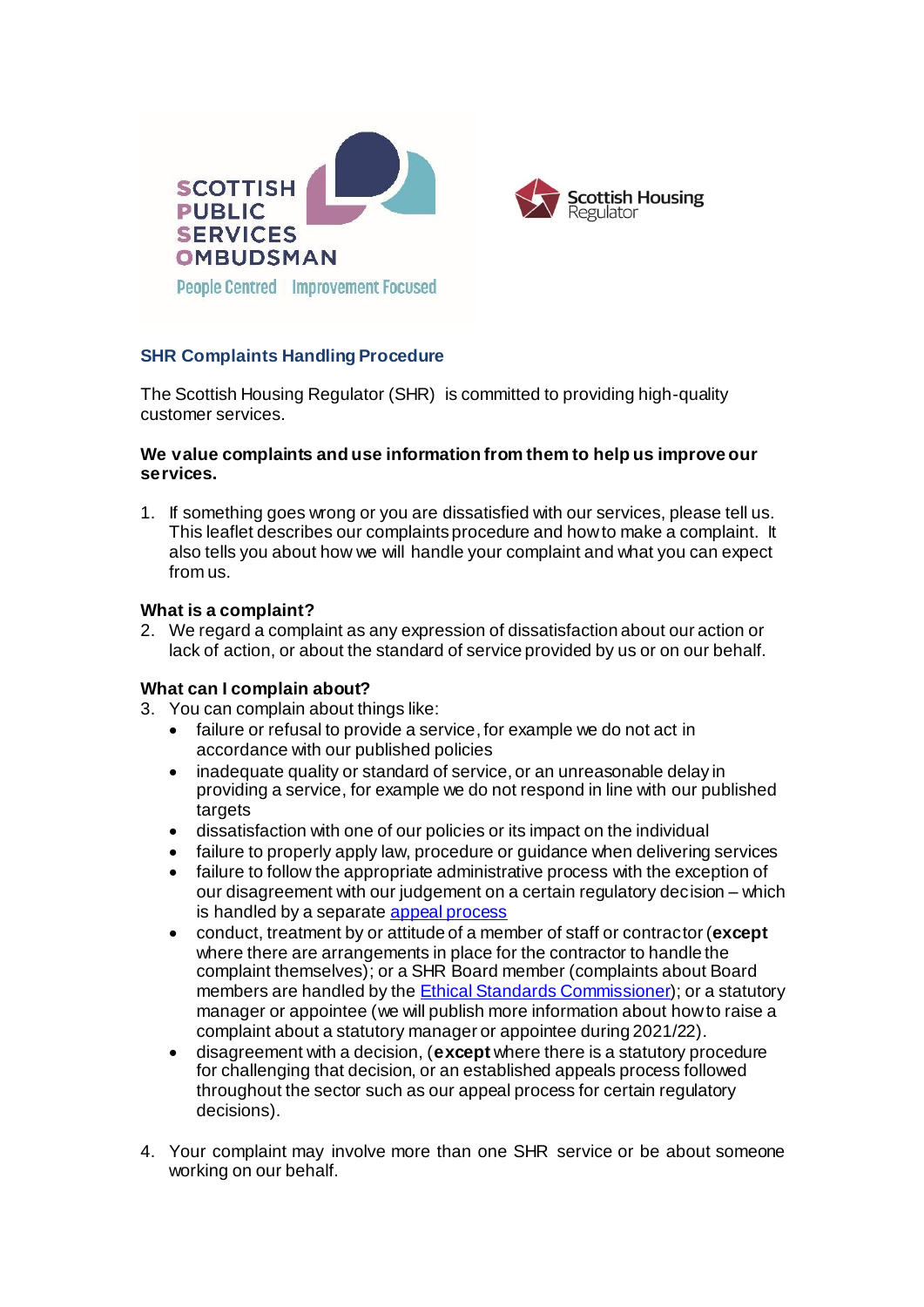## SHR Complaints Handling Procedure

The Scottish Housing Regulator (SHR) is committed to providing high-quality customer services.

**We value complaints and use information from them to help us improve our services.**

1. If something goes wrong or you are dissatisfied with our services, please tell us. This leaflet describes our complaints procedure and how to make a complaint. It also tells you about how we will handle your complaint and what you can expect from us.

**What is a complaint?**

2. We regard a complaint as any expression of dissatisfaction about our action or lack of action, or about the standard of service provided by us or on our behalf.

**What can I complain about?**

3. You can complain about things like:
   - failure or refusal to provide a service, for example we do not act in accordance with our published policies
   - inadequate quality or standard of service, or an unreasonable delay in providing a service, for example we do not respond in line with our published targets
   - dissatisfaction with one of our policies or its impact on the individual
   - failure to properly apply law, procedure or guidance when delivering services
   - failure to follow the appropriate administrative process with the exception of our disagreement with our judgement on a certain regulatory decision – which is handled by a separate appeal process
   - conduct, treatment by or attitude of a member of staff or contractor (**except** where there are arrangements in place for the contractor to handle the complaint themselves); or a SHR Board member (complaints about Board members are handled by the Ethical Standards Commissioner); or a statutory manager or appointee (we will publish more information about how to raise a complaint about a statutory manager or appointee during 2021/22).
   - disagreement with a decision, (**except** where there is a statutory procedure for challenging that decision, or an established appeals process followed throughout the sector such as our appeal process for certain regulatory decisions).

4. Your complaint may involve more than one SHR service or be about someone working on our behalf.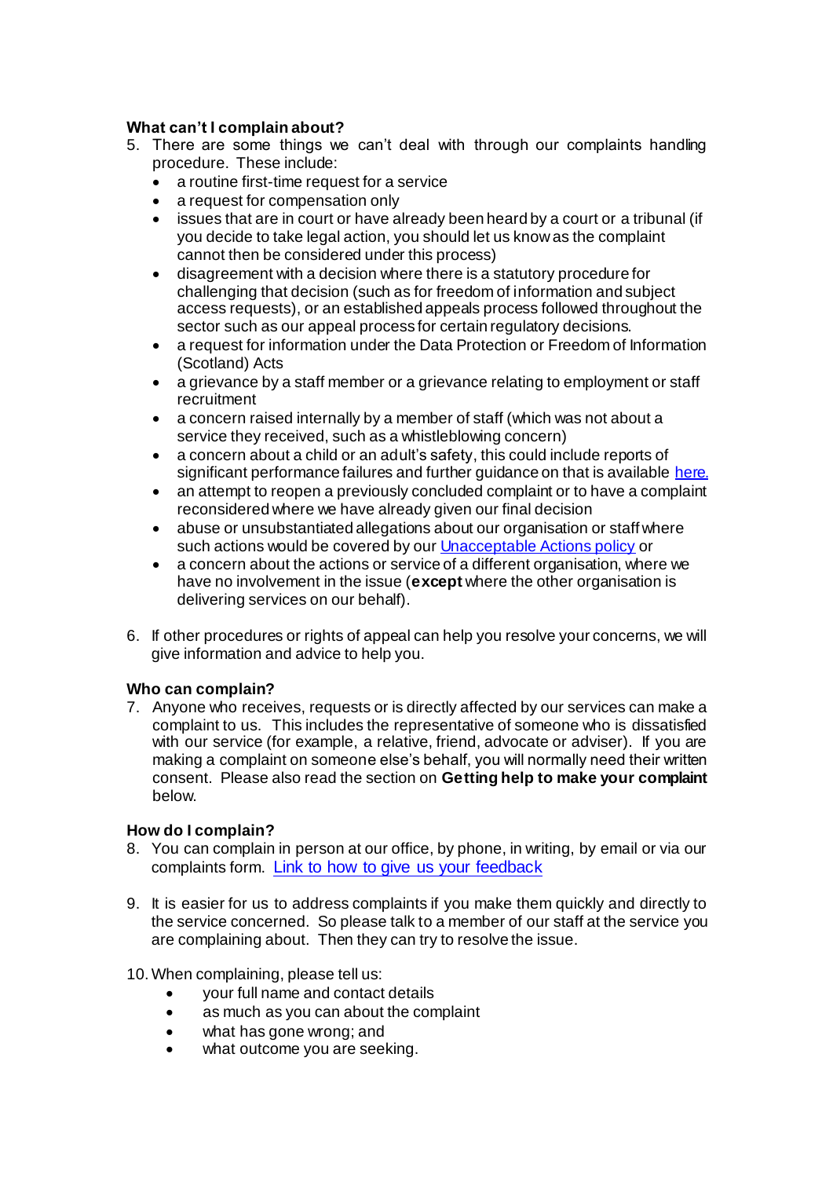**What can't I complain about?**

5. There are some things we can't deal with through our complaints handling procedure. These include:
   - a routine first-time request for a service
   - a request for compensation only
   - issues that are in court or have already been heard by a court or a tribunal (if you decide to take legal action, you should let us know as the complaint cannot then be considered under this process)
   - disagreement with a decision where there is a statutory procedure for challenging that decision (such as for freedom of information and subject access requests), or an established appeals process followed throughout the sector such as our appeal process for certain regulatory decisions.
   - a request for information under the Data Protection or Freedom of Information (Scotland) Acts
   - a grievance by a staff member or a grievance relating to employment or staff recruitment
   - a concern raised internally by a member of staff (which was not about a service they received, such as a whistleblowing concern)
   - a concern about a child or an adult's safety, this could include reports of significant performance failures and further guidance on that is available here.
   - an attempt to reopen a previously concluded complaint or to have a complaint reconsidered where we have already given our final decision
   - abuse or unsubstantiated allegations about our organisation or staff where such actions would be covered by our Unacceptable Actions policy or
   - a concern about the actions or service of a different organisation, where we have no involvement in the issue (**except** where the other organisation is delivering services on our behalf).

6. If other procedures or rights of appeal can help you resolve your concerns, we will give information and advice to help you.

**Who can complain?**

7. Anyone who receives, requests or is directly affected by our services can make a complaint to us. This includes the representative of someone who is dissatisfied with our service (for example, a relative, friend, advocate or adviser). If you are making a complaint on someone else's behalf, you will normally need their written consent. Please also read the section on **Getting help to make your complaint** below.

**How do I complain?**

8. You can complain in person at our office, by phone, in writing, by email or via our complaints form. Link to how to give us your feedback

9. It is easier for us to address complaints if you make them quickly and directly to the service concerned. So please talk to a member of our staff at the service you are complaining about. Then they can try to resolve the issue.

10. When complaining, please tell us:
    - your full name and contact details
    - as much as you can about the complaint
    - what has gone wrong; and
    - what outcome you are seeking.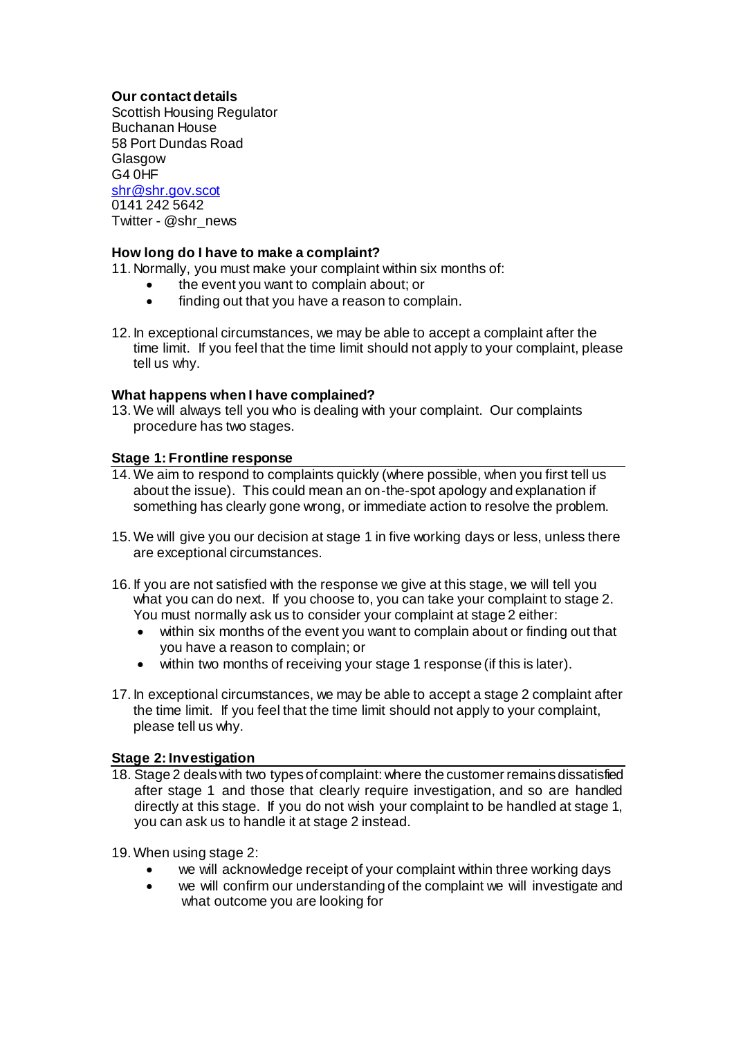**Our contact details**

Scottish Housing Regulator
Buchanan House
58 Port Dundas Road
Glasgow
G4 0HF
shr@shr.gov.scot
0141 242 5642
Twitter - @shr_news

**How long do I have to make a complaint?**

11. Normally, you must make your complaint within six months of:
    - the event you want to complain about; or
    - finding out that you have a reason to complain.

12. In exceptional circumstances, we may be able to accept a complaint after the time limit. If you feel that the time limit should not apply to your complaint, please tell us why.

**What happens when I have complained?**

13. We will always tell you who is dealing with your complaint. Our complaints procedure has two stages.

**Stage 1: Frontline response**

14. We aim to respond to complaints quickly (where possible, when you first tell us about the issue). This could mean an on-the-spot apology and explanation if something has clearly gone wrong, or immediate action to resolve the problem.

15. We will give you our decision at stage 1 in five working days or less, unless there are exceptional circumstances.

16. If you are not satisfied with the response we give at this stage, we will tell you what you can do next. If you choose to, you can take your complaint to stage 2. You must normally ask us to consider your complaint at stage 2 either:
    - within six months of the event you want to complain about or finding out that you have a reason to complain; or
    - within two months of receiving your stage 1 response (if this is later).

17. In exceptional circumstances, we may be able to accept a stage 2 complaint after the time limit. If you feel that the time limit should not apply to your complaint, please tell us why.

**Stage 2: Investigation**

18. Stage 2 deals with two types of complaint: where the customer remains dissatisfied after stage 1 and those that clearly require investigation, and so are handled directly at this stage. If you do not wish your complaint to be handled at stage 1, you can ask us to handle it at stage 2 instead.

19. When using stage 2:
    - we will acknowledge receipt of your complaint within three working days
    - we will confirm our understanding of the complaint we will investigate and what outcome you are looking for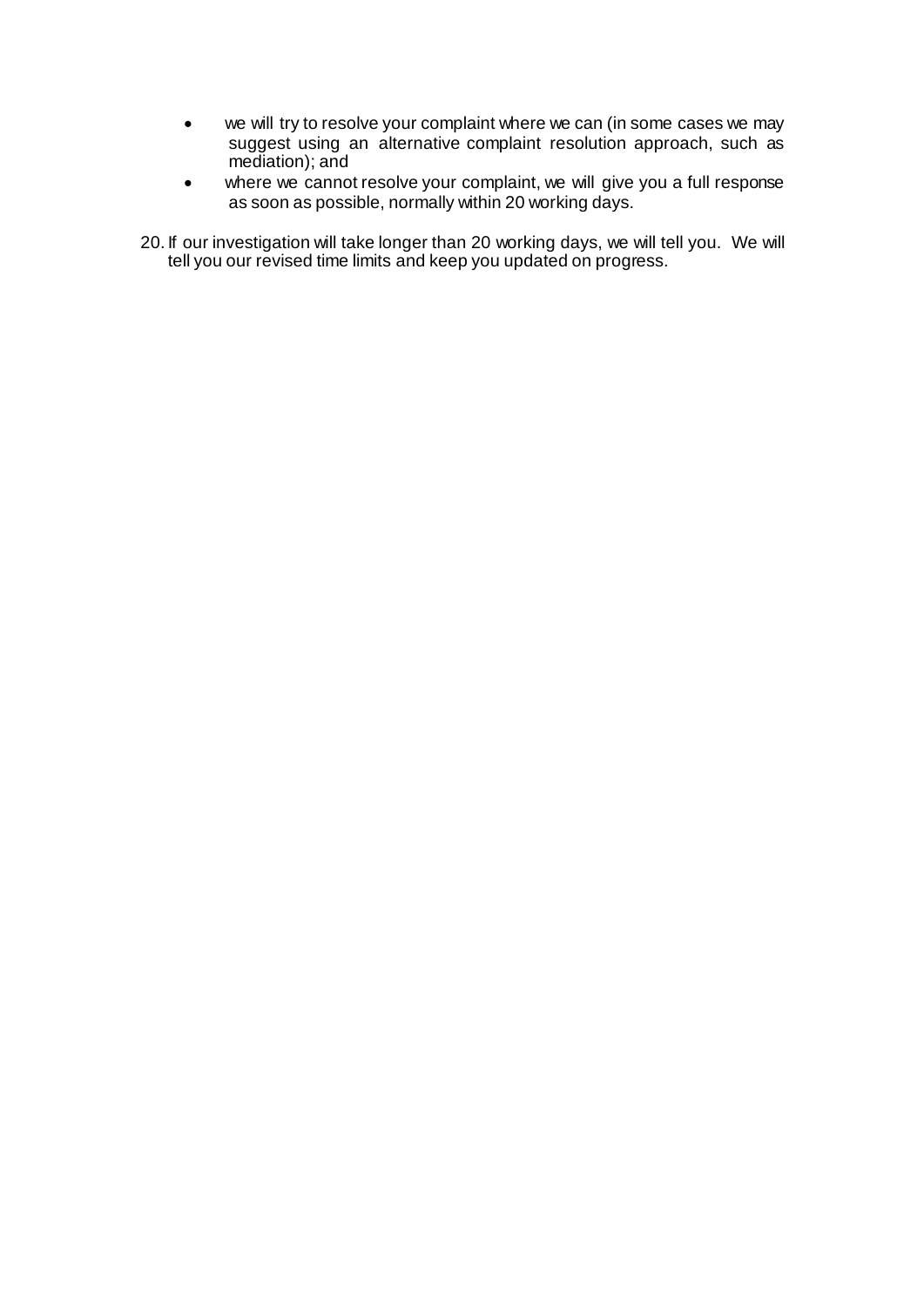- we will try to resolve your complaint where we can (in some cases we may suggest using an alternative complaint resolution approach, such as mediation); and
- where we cannot resolve your complaint, we will give you a full response as soon as possible, normally within 20 working days.

20. If our investigation will take longer than 20 working days, we will tell you. We will tell you our revised time limits and keep you updated on progress.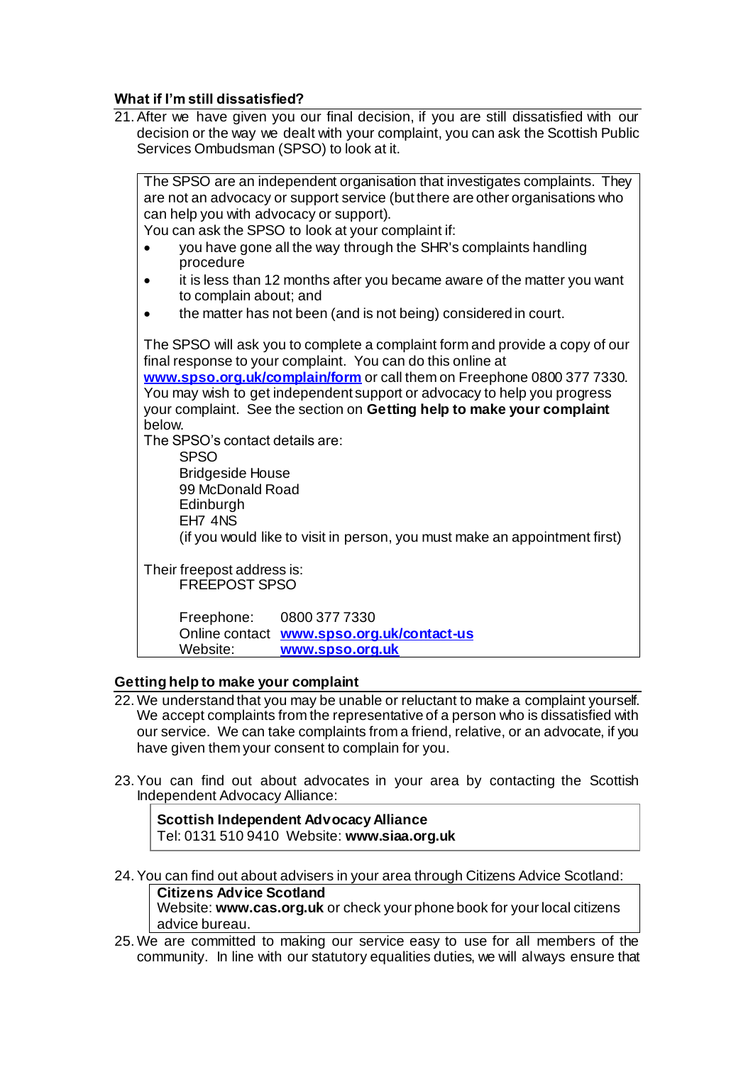### What if I'm still dissatisfied?

21. After we have given you our final decision, if you are still dissatisfied with our decision or the way we dealt with your complaint, you can ask the Scottish Public Services Ombudsman (SPSO) to look at it.

> The SPSO are an independent organisation that investigates complaints. They are not an advocacy or support service (but there are other organisations who can help you with advocacy or support).
>
> You can ask the SPSO to look at your complaint if:
>
> - you have gone all the way through the SHR's complaints handling procedure
> - it is less than 12 months after you became aware of the matter you want to complain about; and
> - the matter has not been (and is not being) considered in court.
>
> The SPSO will ask you to complete a complaint form and provide a copy of our final response to your complaint. You can do this online at **www.spso.org.uk/complain/form** or call them on Freephone 0800 377 7330. You may wish to get independent support or advocacy to help you progress your complaint. See the section on **Getting help to make your complaint** below.
>
> The SPSO's contact details are:
>
> SPSO
> Bridgeside House
> 99 McDonald Road
> Edinburgh
> EH7 4NS
> (if you would like to visit in person, you must make an appointment first)
>
> Their freepost address is:
> FREEPOST SPSO
>
> Freephone: 0800 377 7330
> Online contact **www.spso.org.uk/contact-us**
> Website: **www.spso.org.uk**

### Getting help to make your complaint

22. We understand that you may be unable or reluctant to make a complaint yourself. We accept complaints from the representative of a person who is dissatisfied with our service. We can take complaints from a friend, relative, or an advocate, if you have given them your consent to complain for you.

23. You can find out about advocates in your area by contacting the Scottish Independent Advocacy Alliance:

> **Scottish Independent Advocacy Alliance**
> Tel: 0131 510 9410 Website: **www.siaa.org.uk**

24. You can find out about advisers in your area through Citizens Advice Scotland:

> **Citizens Advice Scotland**
> Website: **www.cas.org.uk** or check your phone book for your local citizens advice bureau.

25. We are committed to making our service easy to use for all members of the community. In line with our statutory equalities duties, we will always ensure that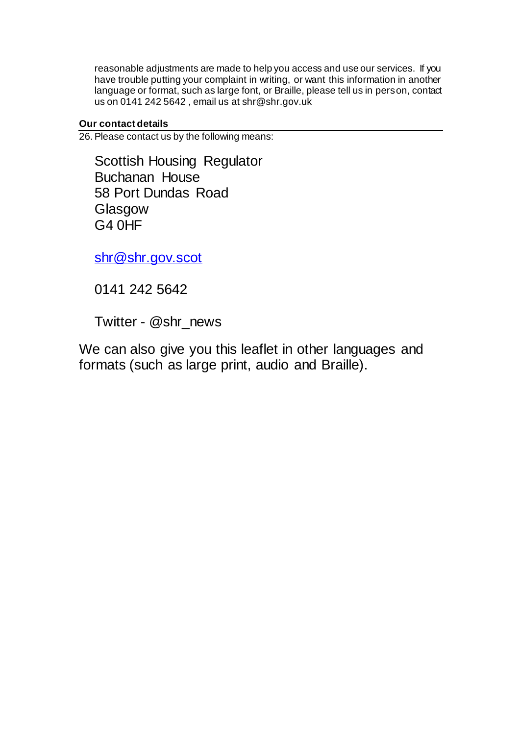reasonable adjustments are made to help you access and use our services. If you have trouble putting your complaint in writing, or want this information in another language or format, such as large font, or Braille, please tell us in person, contact us on 0141 242 5642 , email us at shr@shr.gov.uk

**Our contact details**

26. Please contact us by the following means:

Scottish Housing Regulator
Buchanan House
58 Port Dundas Road
Glasgow
G4 0HF

shr@shr.gov.scot

0141 242 5642

Twitter - @shr_news

We can also give you this leaflet in other languages and formats (such as large print, audio and Braille).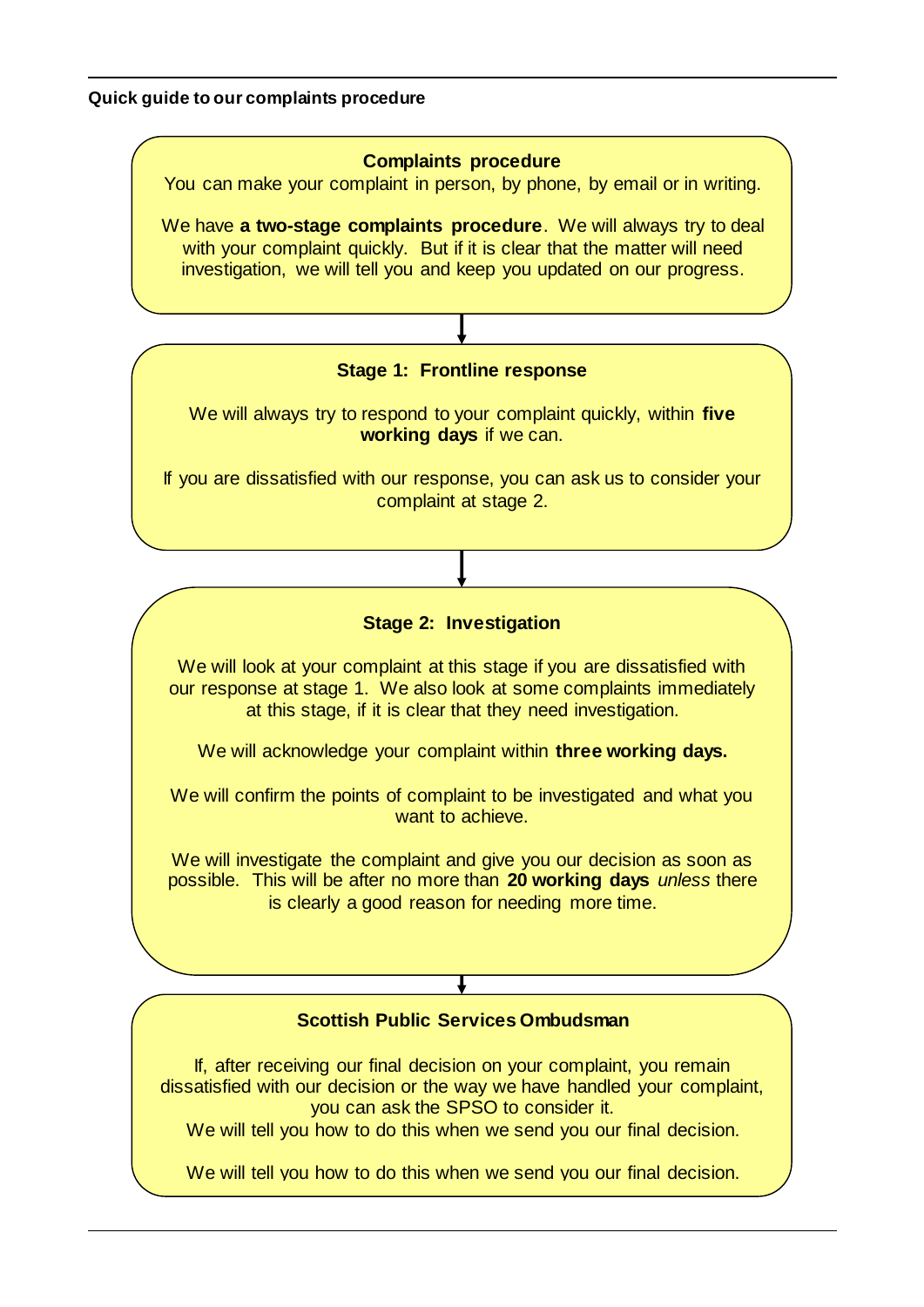**Quick guide to our complaints procedure**

**Complaints procedure**

You can make your complaint in person, by phone, by email or in writing.

We have **a two-stage complaints procedure**. We will always try to deal with your complaint quickly. But if it is clear that the matter will need investigation, we will tell you and keep you updated on our progress.

**Stage 1: Frontline response**

We will always try to respond to your complaint quickly, within **five working days** if we can.

If you are dissatisfied with our response, you can ask us to consider your complaint at stage 2.

**Stage 2: Investigation**

We will look at your complaint at this stage if you are dissatisfied with our response at stage 1. We also look at some complaints immediately at this stage, if it is clear that they need investigation.

We will acknowledge your complaint within **three working days.**

We will confirm the points of complaint to be investigated and what you want to achieve.

We will investigate the complaint and give you our decision as soon as possible. This will be after no more than **20 working days** *unless* there is clearly a good reason for needing more time.

**Scottish Public Services Ombudsman**

If, after receiving our final decision on your complaint, you remain dissatisfied with our decision or the way we have handled your complaint, you can ask the SPSO to consider it.
We will tell you how to do this when we send you our final decision.

We will tell you how to do this when we send you our final decision.